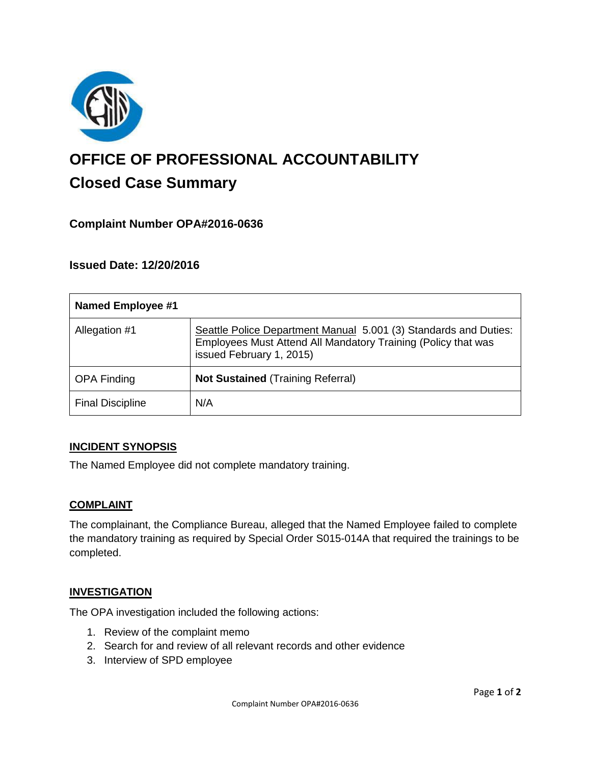# OFFICE OF PROFESSIONAL ACCOUNTABILITY

## Closed Case Summary

### Complaint Number OPA#2016-0636

### Issued Date: 12/20/2016

| Named Employee #1 | |
|---|---|
| Allegation #1 | Seattle Police Department Manual 5.001 (3) Standards and Duties: Employees Must Attend All Mandatory Training (Policy that was issued February 1, 2015) |
| OPA Finding | **Not Sustained** (Training Referral) |
| Final Discipline | N/A |

### INCIDENT SYNOPSIS

The Named Employee did not complete mandatory training.

### COMPLAINT

The complainant, the Compliance Bureau, alleged that the Named Employee failed to complete the mandatory training as required by Special Order S015-014A that required the trainings to be completed.

### INVESTIGATION

The OPA investigation included the following actions:

1. Review of the complaint memo
2. Search for and review of all relevant records and other evidence
3. Interview of SPD employee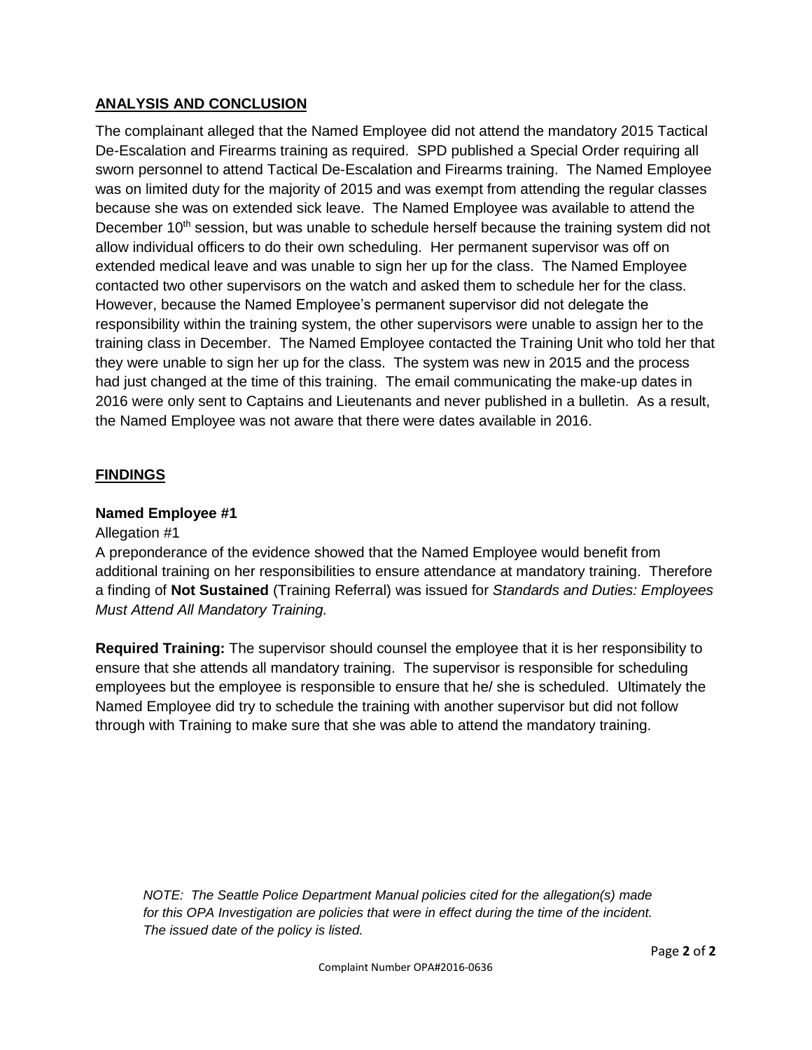## ANALYSIS AND CONCLUSION

The complainant alleged that the Named Employee did not attend the mandatory 2015 Tactical De-Escalation and Firearms training as required. SPD published a Special Order requiring all sworn personnel to attend Tactical De-Escalation and Firearms training. The Named Employee was on limited duty for the majority of 2015 and was exempt from attending the regular classes because she was on extended sick leave. The Named Employee was available to attend the December 10th session, but was unable to schedule herself because the training system did not allow individual officers to do their own scheduling. Her permanent supervisor was off on extended medical leave and was unable to sign her up for the class. The Named Employee contacted two other supervisors on the watch and asked them to schedule her for the class. However, because the Named Employee's permanent supervisor did not delegate the responsibility within the training system, the other supervisors were unable to assign her to the training class in December. The Named Employee contacted the Training Unit who told her that they were unable to sign her up for the class. The system was new in 2015 and the process had just changed at the time of this training. The email communicating the make-up dates in 2016 were only sent to Captains and Lieutenants and never published in a bulletin. As a result, the Named Employee was not aware that there were dates available in 2016.

## FINDINGS

**Named Employee #1**

Allegation #1

A preponderance of the evidence showed that the Named Employee would benefit from additional training on her responsibilities to ensure attendance at mandatory training. Therefore a finding of **Not Sustained** (Training Referral) was issued for *Standards and Duties: Employees Must Attend All Mandatory Training.*

**Required Training:** The supervisor should counsel the employee that it is her responsibility to ensure that she attends all mandatory training. The supervisor is responsible for scheduling employees but the employee is responsible to ensure that he/ she is scheduled. Ultimately the Named Employee did try to schedule the training with another supervisor but did not follow through with Training to make sure that she was able to attend the mandatory training.

*NOTE: The Seattle Police Department Manual policies cited for the allegation(s) made for this OPA Investigation are policies that were in effect during the time of the incident. The issued date of the policy is listed.*

Complaint Number OPA#2016-0636